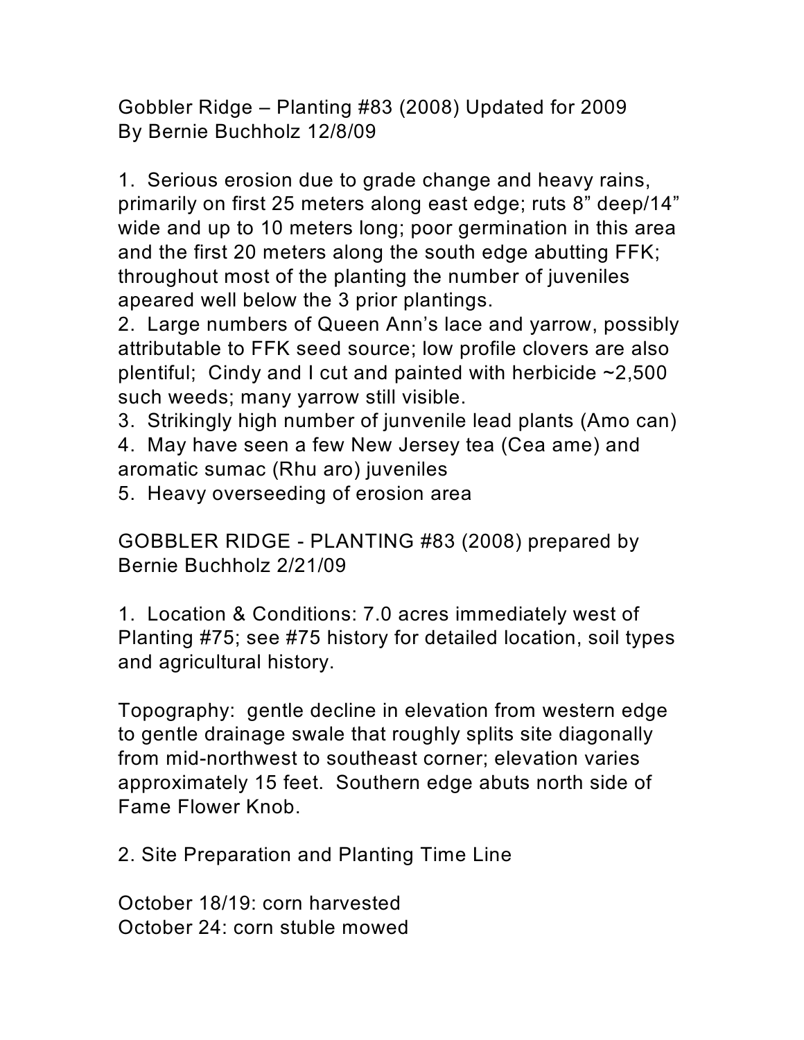Gobbler Ridge – Planting #83 (2008) Updated for 2009
By Bernie Buchholz 12/8/09

1. Serious erosion due to grade change and heavy rains, primarily on first 25 meters along east edge; ruts 8” deep/14” wide and up to 10 meters long; poor germination in this area and the first 20 meters along the south edge abutting FFK; throughout most of the planting the number of juveniles apeared well below the 3 prior plantings.
2. Large numbers of Queen Ann’s lace and yarrow, possibly attributable to FFK seed source; low profile clovers are also plentiful; Cindy and I cut and painted with herbicide ~2,500 such weeds; many yarrow still visible.
3. Strikingly high number of junvenile lead plants (Amo can)
4. May have seen a few New Jersey tea (Cea ame) and aromatic sumac (Rhu aro) juveniles
5. Heavy overseeding of erosion area

GOBBLER RIDGE - PLANTING #83 (2008) prepared by Bernie Buchholz 2/21/09

1. Location & Conditions: 7.0 acres immediately west of Planting #75; see #75 history for detailed location, soil types and agricultural history.

Topography: gentle decline in elevation from western edge to gentle drainage swale that roughly splits site diagonally from mid-northwest to southeast corner; elevation varies approximately 15 feet. Southern edge abuts north side of Fame Flower Knob.

2. Site Preparation and Planting Time Line

October 18/19: corn harvested
October 24: corn stuble mowed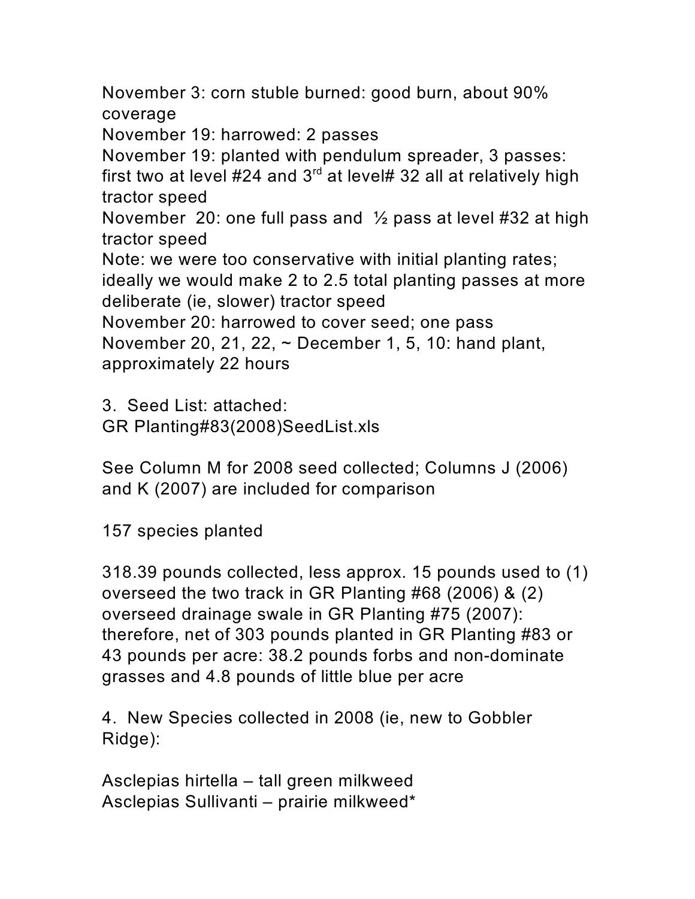November 3: corn stuble burned: good burn, about 90% coverage
November 19: harrowed: 2 passes
November 19: planted with pendulum spreader, 3 passes: first two at level #24 and 3rd at level# 32 all at relatively high tractor speed
November 20: one full pass and ½ pass at level #32 at high tractor speed
Note: we were too conservative with initial planting rates; ideally we would make 2 to 2.5 total planting passes at more deliberate (ie, slower) tractor speed
November 20: harrowed to cover seed; one pass
November 20, 21, 22, ~ December 1, 5, 10: hand plant, approximately 22 hours

3. Seed List: attached:
GR Planting#83(2008)SeedList.xls

See Column M for 2008 seed collected; Columns J (2006) and K (2007) are included for comparison

157 species planted

318.39 pounds collected, less approx. 15 pounds used to (1) overseed the two track in GR Planting #68 (2006) & (2) overseed drainage swale in GR Planting #75 (2007): therefore, net of 303 pounds planted in GR Planting #83 or 43 pounds per acre: 38.2 pounds forbs and non-dominate grasses and 4.8 pounds of little blue per acre

4. New Species collected in 2008 (ie, new to Gobbler Ridge):

Asclepias hirtella – tall green milkweed
Asclepias Sullivanti – prairie milkweed*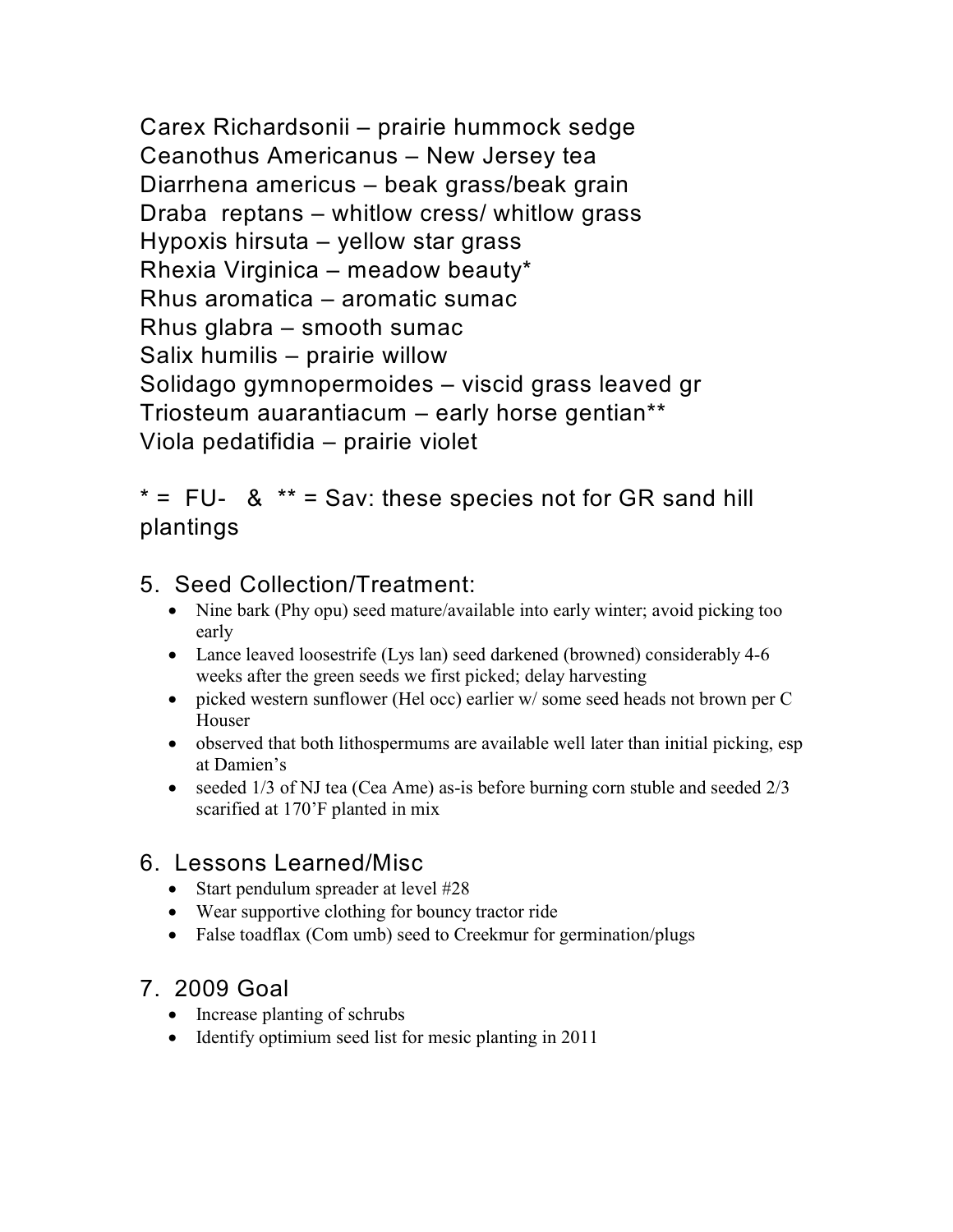Carex Richardsonii – prairie hummock sedge
Ceanothus Americanus – New Jersey tea
Diarrhena americus – beak grass/beak grain
Draba  reptans – whitlow cress/ whitlow grass
Hypoxis hirsuta – yellow star grass
Rhexia Virginica – meadow beauty*
Rhus aromatica – aromatic sumac
Rhus glabra – smooth sumac
Salix humilis – prairie willow
Solidago gymnopermoides – viscid grass leaved gr
Triosteum auarantiacum – early horse gentian**
Viola pedatifidia – prairie violet

* =  FU-   &  ** = Sav: these species not for GR sand hill plantings

## 5. Seed Collection/Treatment:

- Nine bark (Phy opu) seed mature/available into early winter; avoid picking too early
- Lance leaved loosestrife (Lys lan) seed darkened (browned) considerably 4-6 weeks after the green seeds we first picked; delay harvesting
- picked western sunflower (Hel occ) earlier w/ some seed heads not brown per C Houser
- observed that both lithospermums are available well later than initial picking, esp at Damien's
- seeded 1/3 of NJ tea (Cea Ame) as-is before burning corn stuble and seeded 2/3 scarified at 170'F planted in mix

## 6. Lessons Learned/Misc

- Start pendulum spreader at level #28
- Wear supportive clothing for bouncy tractor ride
- False toadflax (Com umb) seed to Creekmur for germination/plugs

## 7. 2009 Goal

- Increase planting of schrubs
- Identify optimium seed list for mesic planting in 2011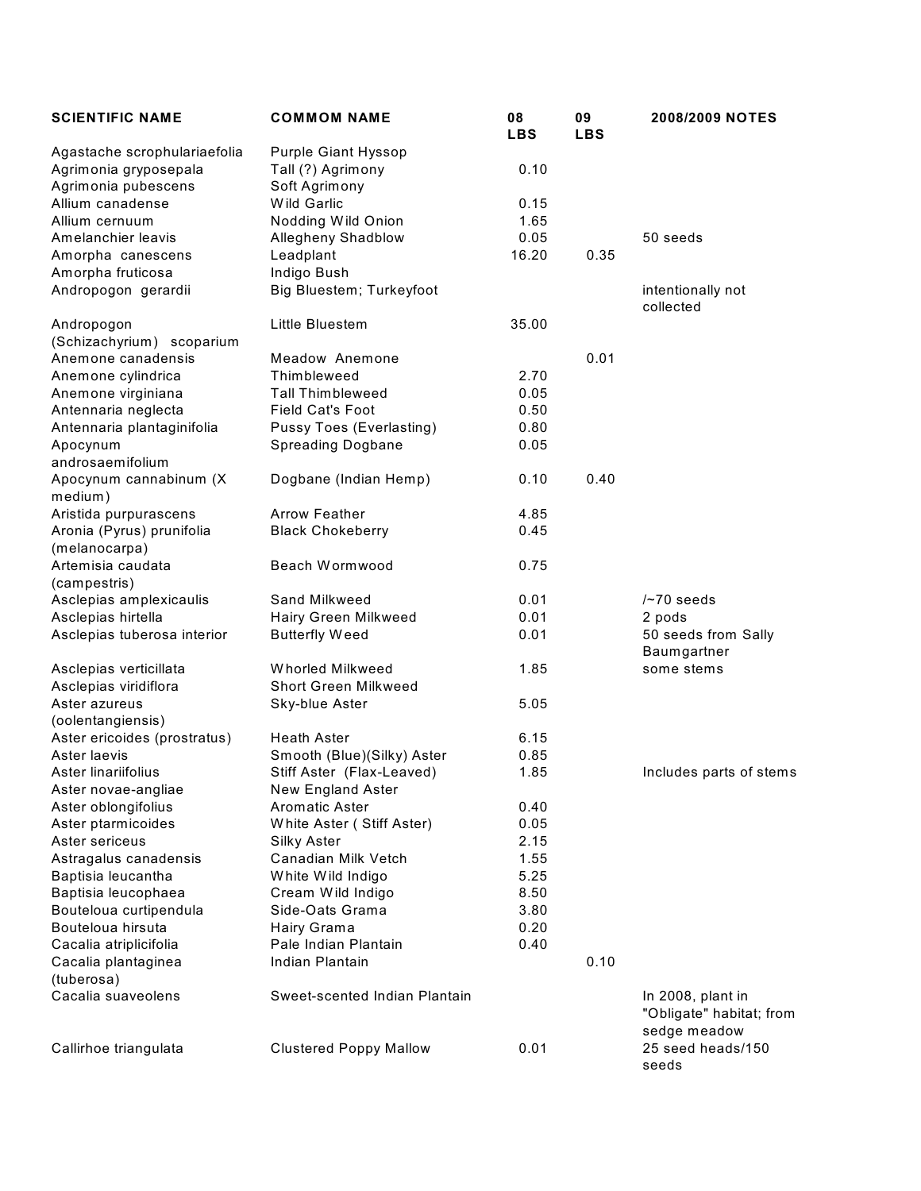| SCIENTIFIC NAME | COMMOM NAME | 08 LBS | 09 LBS | 2008/2009 NOTES |
|---|---|---|---|---|
| Agastache scrophulariaefolia | Purple Giant Hyssop | | | |
| Agrimonia gryposepala | Tall (?) Agrimony | 0.10 | | |
| Agrimonia pubescens | Soft Agrimony | | | |
| Allium canadense | Wild Garlic | 0.15 | | |
| Allium cernuum | Nodding Wild Onion | 1.65 | | |
| Amelanchier leavis | Allegheny Shadblow | 0.05 | | 50 seeds |
| Amorpha canescens | Leadplant | 16.20 | 0.35 | |
| Amorpha fruticosa | Indigo Bush | | | |
| Andropogon gerardii | Big Bluestem; Turkeyfoot | | | intentionally not collected |
| Andropogon (Schizachyrium) scoparium | Little Bluestem | 35.00 | | |
| Anemone canadensis | Meadow Anemone | | 0.01 | |
| Anemone cylindrica | Thimbleweed | 2.70 | | |
| Anemone virginiana | Tall Thimbleweed | 0.05 | | |
| Antennaria neglecta | Field Cat's Foot | 0.50 | | |
| Antennaria plantaginifolia | Pussy Toes (Everlasting) | 0.80 | | |
| Apocynum androsaemifolium | Spreading Dogbane | 0.05 | | |
| Apocynum cannabinum (X medium) | Dogbane (Indian Hemp) | 0.10 | 0.40 | |
| Aristida purpurascens | Arrow Feather | 4.85 | | |
| Aronia (Pyrus) prunifolia (melanocarpa) | Black Chokeberry | 0.45 | | |
| Artemisia caudata (campestris) | Beach Wormwood | 0.75 | | |
| Asclepias amplexicaulis | Sand Milkweed | 0.01 | | /~70 seeds |
| Asclepias hirtella | Hairy Green Milkweed | 0.01 | | 2 pods |
| Asclepias tuberosa interior | Butterfly Weed | 0.01 | | 50 seeds from Sally Baumgartner |
| Asclepias verticillata | Whorled Milkweed | 1.85 | | some stems |
| Asclepias viridiflora | Short Green Milkweed | | | |
| Aster azureus (oolentangiensis) | Sky-blue Aster | 5.05 | | |
| Aster ericoides (prostratus) | Heath Aster | 6.15 | | |
| Aster laevis | Smooth (Blue)(Silky) Aster | 0.85 | | |
| Aster linariifolius | Stiff Aster (Flax-Leaved) | 1.85 | | Includes parts of stems |
| Aster novae-angliae | New England Aster | | | |
| Aster oblongifolius | Aromatic Aster | 0.40 | | |
| Aster ptarmicoides | White Aster ( Stiff Aster) | 0.05 | | |
| Aster sericeus | Silky Aster | 2.15 | | |
| Astragalus canadensis | Canadian Milk Vetch | 1.55 | | |
| Baptisia leucantha | White Wild Indigo | 5.25 | | |
| Baptisia leucophaea | Cream Wild Indigo | 8.50 | | |
| Bouteloua curtipendula | Side-Oats Grama | 3.80 | | |
| Bouteloua hirsuta | Hairy Grama | 0.20 | | |
| Cacalia atriplicifolia | Pale Indian Plantain | 0.40 | | |
| Cacalia plantaginea (tuberosa) | Indian Plantain | | 0.10 | |
| Cacalia suaveolens | Sweet-scented Indian Plantain | | | In 2008, plant in "Obligate" habitat; from sedge meadow |
| Callirhoe triangulata | Clustered Poppy Mallow | 0.01 | | 25 seed heads/150 seeds |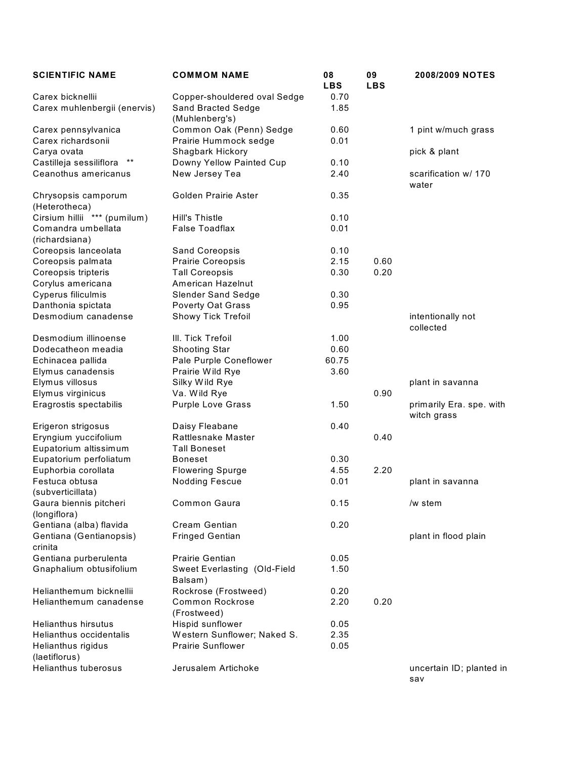| SCIENTIFIC NAME | COMMOM NAME | 08 LBS | 09 LBS | 2008/2009 NOTES |
|---|---|---|---|---|
| Carex bicknellii | Copper-shouldered oval Sedge | 0.70 | | |
| Carex muhlenbergii (enervis) | Sand Bracted Sedge (Muhlenberg's) | 1.85 | | |
| Carex pennsylvanica | Common Oak (Penn) Sedge | 0.60 | | 1 pint w/much grass |
| Carex richardsonii | Prairie Hummock sedge | 0.01 | | |
| Carya ovata | Shagbark Hickory | | | pick & plant |
| Castilleja sessiliflora ** | Downy Yellow Painted Cup | 0.10 | | |
| Ceanothus americanus | New Jersey Tea | 2.40 | | scarification w/ 170 water |
| Chrysopsis camporum (Heterotheca) | Golden Prairie Aster | 0.35 | | |
| Cirsium hillii *** (pumilum) | Hill's Thistle | 0.10 | | |
| Comandra umbellata (richardsiana) | False Toadflax | 0.01 | | |
| Coreopsis lanceolata | Sand Coreopsis | 0.10 | | |
| Coreopsis palmata | Prairie Coreopsis | 2.15 | 0.60 | |
| Coreopsis tripteris | Tall Coreopsis | 0.30 | 0.20 | |
| Corylus americana | American Hazelnut | | | |
| Cyperus filiculmis | Slender Sand Sedge | 0.30 | | |
| Danthonia spictata | Poverty Oat Grass | 0.95 | | |
| Desmodium canadense | Showy Tick Trefoil | | | intentionally not collected |
| Desmodium illinoense | Ill. Tick Trefoil | 1.00 | | |
| Dodecatheon meadia | Shooting Star | 0.60 | | |
| Echinacea pallida | Pale Purple Coneflower | 60.75 | | |
| Elymus canadensis | Prairie Wild Rye | 3.60 | | |
| Elymus villosus | Silky Wild Rye | | | plant in savanna |
| Elymus virginicus | Va. Wild Rye | | 0.90 | |
| Eragrostis spectabilis | Purple Love Grass | 1.50 | | primarily Era. spe. with witch grass |
| Erigeron strigosus | Daisy Fleabane | 0.40 | | |
| Eryngium yuccifolium | Rattlesnake Master | | 0.40 | |
| Eupatorium altissimum | Tall Boneset | | | |
| Eupatorium perfoliatum | Boneset | 0.30 | | |
| Euphorbia corollata | Flowering Spurge | 4.55 | 2.20 | |
| Festuca obtusa (subverticillata) | Nodding Fescue | 0.01 | | plant in savanna |
| Gaura biennis pitcheri (longiflora) | Common Gaura | 0.15 | | /w stem |
| Gentiana (alba) flavida | Cream Gentian | 0.20 | | |
| Gentiana (Gentianopsis) crinita | Fringed Gentian | | | plant in flood plain |
| Gentiana purberulenta | Prairie Gentian | 0.05 | | |
| Gnaphalium obtusifolium | Sweet Everlasting (Old-Field Balsam) | 1.50 | | |
| Helianthemum bicknellii | Rockrose (Frostweed) | 0.20 | | |
| Helianthemum canadense | Common Rockrose (Frostweed) | 2.20 | 0.20 | |
| Helianthus hirsutus | Hispid sunflower | 0.05 | | |
| Helianthus occidentalis | Western Sunflower; Naked S. | 2.35 | | |
| Helianthus rigidus (laetiflorus) | Prairie Sunflower | 0.05 | | |
| Helianthus tuberosus | Jerusalem Artichoke | | | uncertain ID; planted in sav |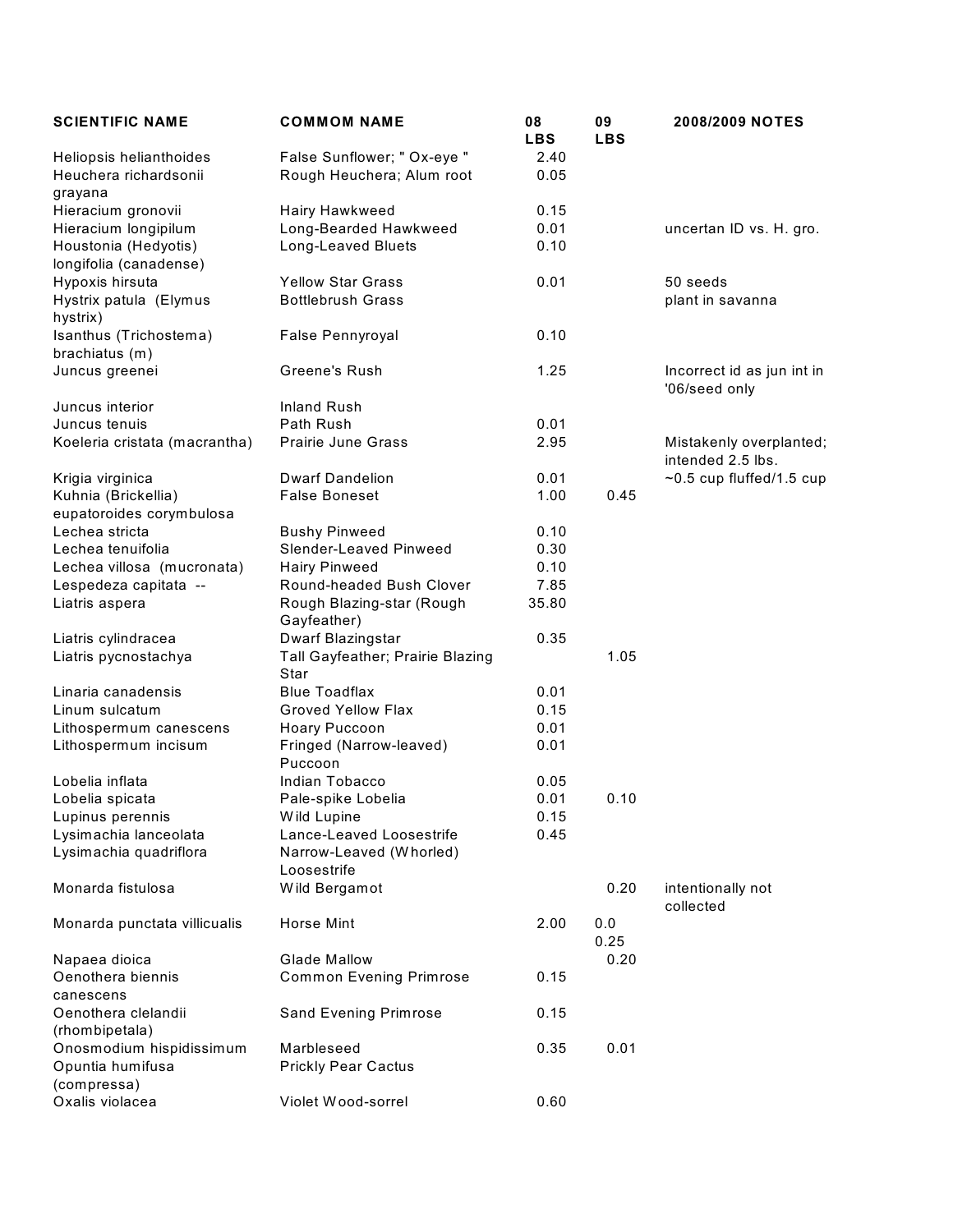| SCIENTIFIC NAME | COMMOM NAME | 08 LBS | 09 LBS | 2008/2009 NOTES |
|---|---|---|---|---|
| Heliopsis helianthoides | False Sunflower; " Ox-eye " | 2.40 | | |
| Heuchera richardsonii grayana | Rough Heuchera; Alum root | 0.05 | | |
| Hieracium gronovii | Hairy Hawkweed | 0.15 | | |
| Hieracium longipilum | Long-Bearded Hawkweed | 0.01 | | uncertan ID vs. H. gro. |
| Houstonia (Hedyotis) longifolia (canadense) | Long-Leaved Bluets | 0.10 | | |
| Hypoxis hirsuta | Yellow Star Grass | 0.01 | | 50 seeds |
| Hystrix patula (Elymus hystrix) | Bottlebrush Grass | | | plant in savanna |
| Isanthus (Trichostema) brachiatus (m) | False Pennyroyal | 0.10 | | |
| Juncus greenei | Greene's Rush | 1.25 | | Incorrect id as jun int in '06/seed only |
| Juncus interior | Inland Rush | | | |
| Juncus tenuis | Path Rush | 0.01 | | |
| Koeleria cristata (macrantha) | Prairie June Grass | 2.95 | | Mistakenly overplanted; intended 2.5 lbs. |
| Krigia virginica | Dwarf Dandelion | 0.01 | | ~0.5 cup fluffed/1.5 cup |
| Kuhnia (Brickellia) eupatoroides corymbulosa | False Boneset | 1.00 | 0.45 | |
| Lechea stricta | Bushy Pinweed | 0.10 | | |
| Lechea tenuifolia | Slender-Leaved Pinweed | 0.30 | | |
| Lechea villosa (mucronata) | Hairy Pinweed | 0.10 | | |
| Lespedeza capitata -- | Round-headed Bush Clover | 7.85 | | |
| Liatris aspera | Rough Blazing-star (Rough Gayfeather) | 35.80 | | |
| Liatris cylindracea | Dwarf Blazingstar | 0.35 | | |
| Liatris pycnostachya | Tall Gayfeather; Prairie Blazing Star | | 1.05 | |
| Linaria canadensis | Blue Toadflax | 0.01 | | |
| Linum sulcatum | Groved Yellow Flax | 0.15 | | |
| Lithospermum canescens | Hoary Puccoon | 0.01 | | |
| Lithospermum incisum | Fringed (Narrow-leaved) Puccoon | 0.01 | | |
| Lobelia inflata | Indian Tobacco | 0.05 | | |
| Lobelia spicata | Pale-spike Lobelia | 0.01 | 0.10 | |
| Lupinus perennis | Wild Lupine | 0.15 | | |
| Lysimachia lanceolata | Lance-Leaved Loosestrife | 0.45 | | |
| Lysimachia quadriflora | Narrow-Leaved (Whorled) Loosestrife | | | |
| Monarda fistulosa | Wild Bergamot | | 0.20 | intentionally not collected |
| Monarda punctata villicualis | Horse Mint | 2.00 | 0.0 0.25 | |
| Napaea dioica | Glade Mallow | | 0.20 | |
| Oenothera biennis canescens | Common Evening Primrose | 0.15 | | |
| Oenothera clelandii (rhombipetala) | Sand Evening Primrose | 0.15 | | |
| Onosmodium hispidissimum | Marbleseed | 0.35 | 0.01 | |
| Opuntia humifusa (compressa) | Prickly Pear Cactus | | | |
| Oxalis violacea | Violet Wood-sorrel | 0.60 | | |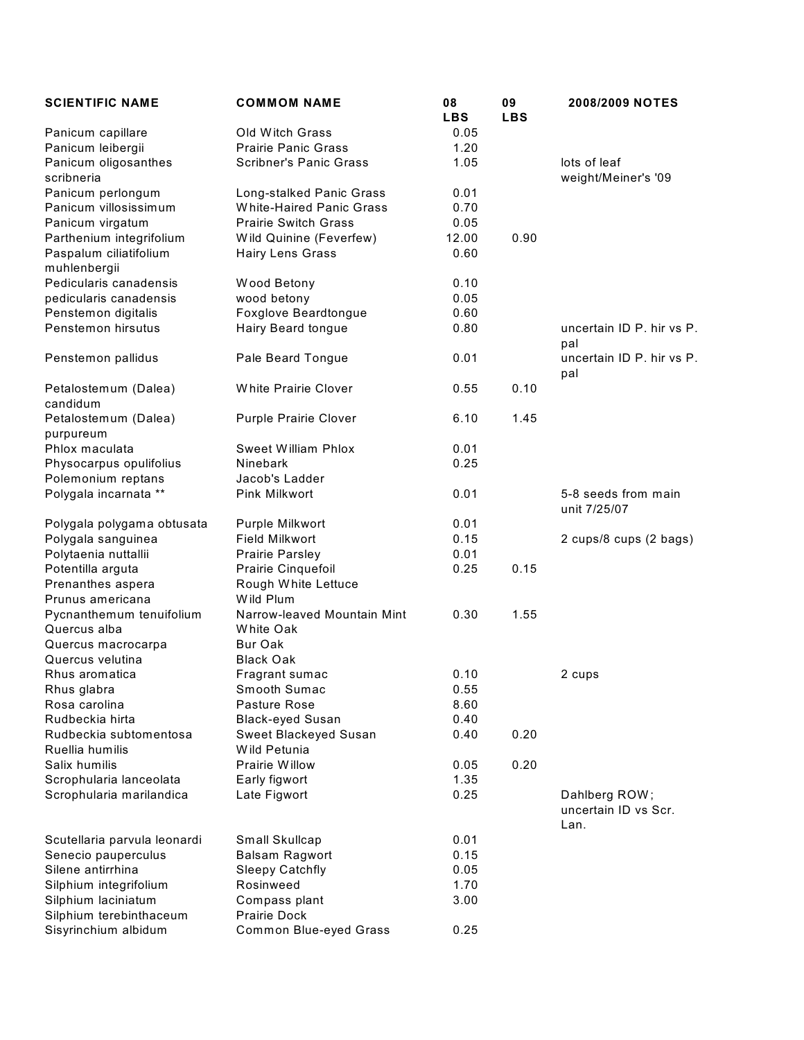| SCIENTIFIC NAME | COMMOM NAME | 08 LBS | 09 LBS | 2008/2009 NOTES |
|---|---|---|---|---|
| Panicum capillare | Old Witch Grass | 0.05 | | |
| Panicum leibergii | Prairie Panic Grass | 1.20 | | |
| Panicum oligosanthes scribneria | Scribner's Panic Grass | 1.05 | | lots of leaf weight/Meiner's '09 |
| Panicum perlongum | Long-stalked Panic Grass | 0.01 | | |
| Panicum villosissimum | White-Haired Panic Grass | 0.70 | | |
| Panicum virgatum | Prairie Switch Grass | 0.05 | | |
| Parthenium integrifolium | Wild Quinine (Feverfew) | 12.00 | 0.90 | |
| Paspalum ciliatifolium muhlenbergii | Hairy Lens Grass | 0.60 | | |
| Pedicularis canadensis | Wood Betony | 0.10 | | |
| pedicularis canadensis | wood betony | 0.05 | | |
| Penstemon digitalis | Foxglove Beardtongue | 0.60 | | |
| Penstemon hirsutus | Hairy Beard tongue | 0.80 | | uncertain ID P. hir vs P. pal |
| Penstemon pallidus | Pale Beard Tongue | 0.01 | | uncertain ID P. hir vs P. pal |
| Petalostemum (Dalea) candidum | White Prairie Clover | 0.55 | 0.10 | |
| Petalostemum (Dalea) purpureum | Purple Prairie Clover | 6.10 | 1.45 | |
| Phlox maculata | Sweet William Phlox | 0.01 | | |
| Physocarpus opulifolius | Ninebark | 0.25 | | |
| Polemonium reptans | Jacob's Ladder | | | |
| Polygala incarnata ** | Pink Milkwort | 0.01 | | 5-8 seeds from main unit 7/25/07 |
| Polygala polygama obtusata | Purple Milkwort | 0.01 | | |
| Polygala sanguinea | Field Milkwort | 0.15 | | 2 cups/8 cups (2 bags) |
| Polytaenia nuttallii | Prairie Parsley | 0.01 | | |
| Potentilla arguta | Prairie Cinquefoil | 0.25 | 0.15 | |
| Prenanthes aspera | Rough White Lettuce | | | |
| Prunus americana | Wild Plum | | | |
| Pycnanthemum tenuifolium | Narrow-leaved Mountain Mint | 0.30 | 1.55 | |
| Quercus alba | White Oak | | | |
| Quercus macrocarpa | Bur Oak | | | |
| Quercus velutina | Black Oak | | | |
| Rhus aromatica | Fragrant sumac | 0.10 | | 2 cups |
| Rhus glabra | Smooth Sumac | 0.55 | | |
| Rosa carolina | Pasture Rose | 8.60 | | |
| Rudbeckia hirta | Black-eyed Susan | 0.40 | | |
| Rudbeckia subtomentosa | Sweet Blackeyed Susan | 0.40 | 0.20 | |
| Ruellia humilis | Wild Petunia | | | |
| Salix humilis | Prairie Willow | 0.05 | 0.20 | |
| Scrophularia lanceolata | Early figwort | 1.35 | | |
| Scrophularia marilandica | Late Figwort | 0.25 | | Dahlberg ROW; uncertain ID vs Scr. Lan. |
| Scutellaria parvula leonardi | Small Skullcap | 0.01 | | |
| Senecio pauperculus | Balsam Ragwort | 0.15 | | |
| Silene antirrhina | Sleepy Catchfly | 0.05 | | |
| Silphium integrifolium | Rosinweed | 1.70 | | |
| Silphium laciniatum | Compass plant | 3.00 | | |
| Silphium terebinthaceum | Prairie Dock | | | |
| Sisyrinchium albidum | Common Blue-eyed Grass | 0.25 | | |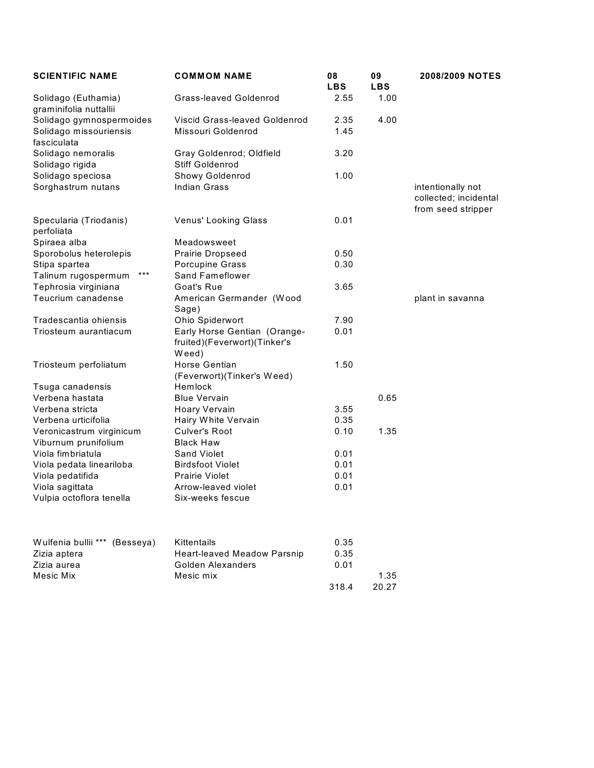| SCIENTIFIC NAME | COMMOM NAME | 08 LBS | 09 LBS | 2008/2009 NOTES |
|---|---|---|---|---|
| Solidago (Euthamia) graminifolia nuttallii | Grass-leaved Goldenrod | 2.55 | 1.00 | |
| Solidago gymnospermoides | Viscid Grass-leaved Goldenrod | 2.35 | 4.00 | |
| Solidago missouriensis fasciculata | Missouri Goldenrod | 1.45 | | |
| Solidago nemoralis | Gray Goldenrod; Oldfield | 3.20 | | |
| Solidago rigida | Stiff Goldenrod | | | |
| Solidago speciosa | Showy Goldenrod | 1.00 | | |
| Sorghastrum nutans | Indian Grass | | | intentionally not collected; incidental from seed stripper |
| Specularia (Triodanis) perfoliata | Venus' Looking Glass | 0.01 | | |
| Spiraea alba | Meadowsweet | | | |
| Sporobolus heterolepis | Prairie Dropseed | 0.50 | | |
| Stipa spartea | Porcupine Grass | 0.30 | | |
| Talinum rugospermum *** | Sand Fameflower | | | |
| Tephrosia virginiana | Goat's Rue | 3.65 | | |
| Teucrium canadense | American Germander (Wood Sage) | | | plant in savanna |
| Tradescantia ohiensis | Ohio Spiderwort | 7.90 | | |
| Triosteum aurantiacum | Early Horse Gentian (Orange-fruited)(Feverwort)(Tinker's Weed) | 0.01 | | |
| Triosteum perfoliatum | Horse Gentian (Feverwort)(Tinker's Weed) | 1.50 | | |
| Tsuga canadensis | Hemlock | | | |
| Verbena hastata | Blue Vervain | | 0.65 | |
| Verbena stricta | Hoary Vervain | 3.55 | | |
| Verbena urticifolia | Hairy White Vervain | 0.35 | | |
| Veronicastrum virginicum | Culver's Root | 0.10 | 1.35 | |
| Viburnum prunifolium | Black Haw | | | |
| Viola fimbriatula | Sand Violet | 0.01 | | |
| Viola pedata lineariloba | Birdsfoot Violet | 0.01 | | |
| Viola pedatifida | Prairie Violet | 0.01 | | |
| Viola sagittata | Arrow-leaved violet | 0.01 | | |
| Vulpia octoflora tenella | Six-weeks fescue | | | |
| Wulfenia bullii *** (Besseya) | Kittentails | 0.35 | | |
| Zizia aptera | Heart-leaved Meadow Parsnip | 0.35 | | |
| Zizia aurea | Golden Alexanders | 0.01 | | |
| Mesic Mix | Mesic mix | | 1.35 | |
| | | 318.4 | 20.27 | |